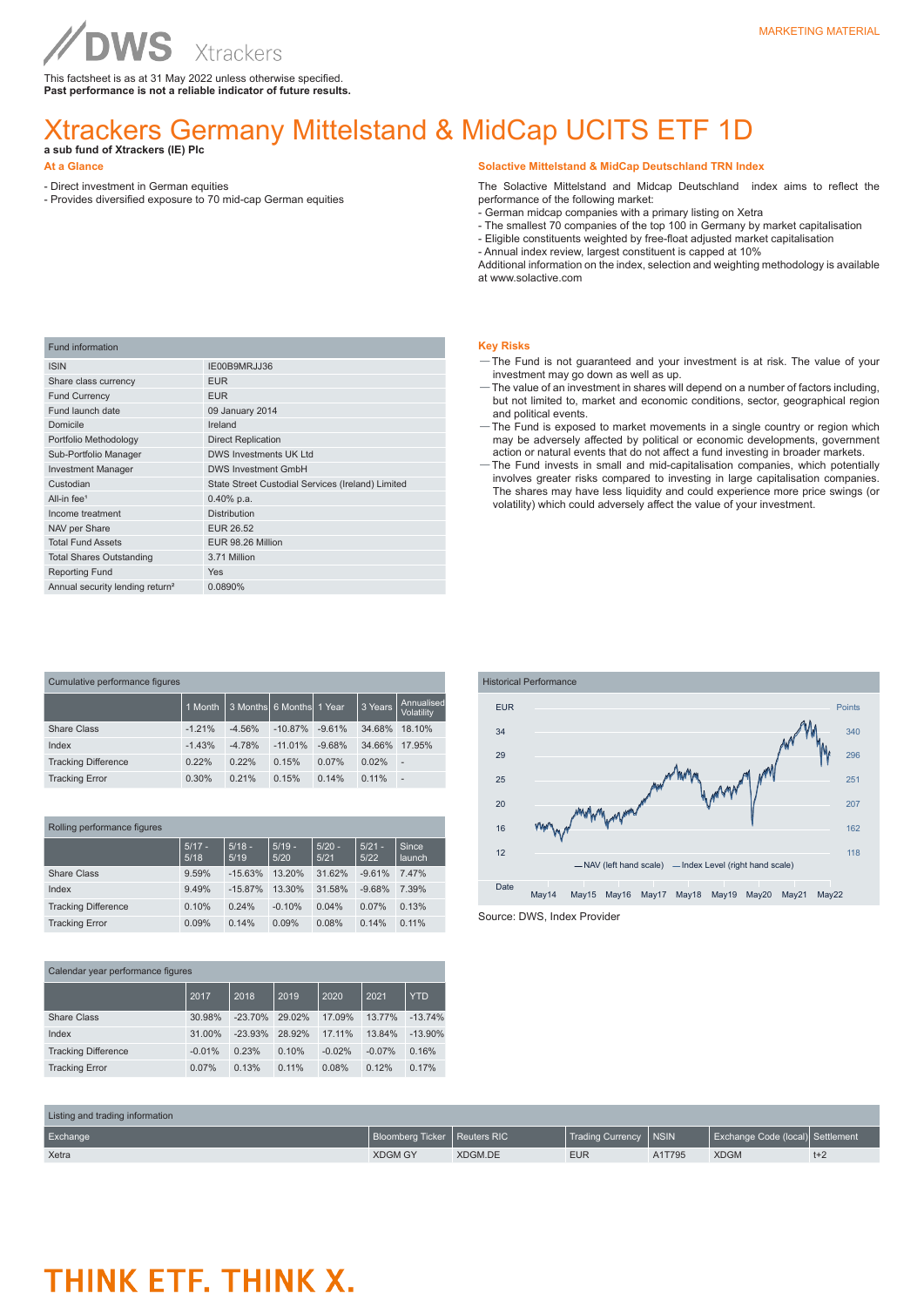MARKETING MATERIAL

DWS Xtrackers

This factsheet is as at 31 May 2022 unless otherwise specified.
**Past performance is not a reliable indicator of future results.**

# Xtrackers Germany Mittelstand & MidCap UCITS ETF 1D

**a sub fund of Xtrackers (IE) Plc**

## At a Glance

- Direct investment in German equities
- Provides diversified exposure to 70 mid-cap German equities

## Solactive Mittelstand & MidCap Deutschland TRN Index

The Solactive Mittelstand and Midcap Deutschland index aims to reflect the performance of the following market:
- German midcap companies with a primary listing on Xetra
- The smallest 70 companies of the top 100 in Germany by market capitalisation
- Eligible constituents weighted by free-float adjusted market capitalisation
- Annual index review, largest constituent is capped at 10%
Additional information on the index, selection and weighting methodology is available at www.solactive.com

| Fund information | |
|---|---|
| ISIN | IE00B9MRJJ36 |
| Share class currency | EUR |
| Fund Currency | EUR |
| Fund launch date | 09 January 2014 |
| Domicile | Ireland |
| Portfolio Methodology | Direct Replication |
| Sub-Portfolio Manager | DWS Investments UK Ltd |
| Investment Manager | DWS Investment GmbH |
| Custodian | State Street Custodial Services (Ireland) Limited |
| All-in fee[1] | 0.40% p.a. |
| Income treatment | Distribution |
| NAV per Share | EUR 26.52 |
| Total Fund Assets | EUR 98.26 Million |
| Total Shares Outstanding | 3.71 Million |
| Reporting Fund | Yes |
| Annual security lending return[2] | 0.0890% |

## Key Risks

- The Fund is not guaranteed and your investment is at risk. The value of your investment may go down as well as up.
- The value of an investment in shares will depend on a number of factors including, but not limited to, market and economic conditions, sector, geographical region and political events.
- The Fund is exposed to market movements in a single country or region which may be adversely affected by political or economic developments, government action or natural events that do not affect a fund investing in broader markets.
- The Fund invests in small and mid-capitalisation companies, which potentially involves greater risks compared to investing in large capitalisation companies. The shares may have less liquidity and could experience more price swings (or volatility) which could adversely affect the value of your investment.

**Cumulative performance figures**

| | 1 Month | 3 Months | 6 Months | 1 Year | 3 Years | Annualised Volatility |
|---|---|---|---|---|---|---|
| Share Class | -1.21% | -4.56% | -10.87% | -9.61% | 34.68% | 18.10% |
| Index | -1.43% | -4.78% | -11.01% | -9.68% | 34.66% | 17.95% |
| Tracking Difference | 0.22% | 0.22% | 0.15% | 0.07% | 0.02% | - |
| Tracking Error | 0.30% | 0.21% | 0.15% | 0.14% | 0.11% | - |

**Historical Performance**

| Legend | |
|---|---|
| NAV (left hand scale) | EUR: 12, 16, 20, 25, 29, 34 |
| Index Level (right hand scale) | Points: 118, 162, 207, 251, 296, 340 |
| Date | May14, May15, May16, May17, May18, May19, May20, May21, May22 |

Source: DWS, Index Provider

**Rolling performance figures**

| | 5/17 - 5/18 | 5/18 - 5/19 | 5/19 - 5/20 | 5/20 - 5/21 | 5/21 - 5/22 | Since launch |
|---|---|---|---|---|---|---|
| Share Class | 9.59% | -15.63% | 13.20% | 31.62% | -9.61% | 7.47% |
| Index | 9.49% | -15.87% | 13.30% | 31.58% | -9.68% | 7.39% |
| Tracking Difference | 0.10% | 0.24% | -0.10% | 0.04% | 0.07% | 0.13% |
| Tracking Error | 0.09% | 0.14% | 0.09% | 0.08% | 0.14% | 0.11% |

**Calendar year performance figures**

| | 2017 | 2018 | 2019 | 2020 | 2021 | YTD |
|---|---|---|---|---|---|---|
| Share Class | 30.98% | -23.70% | 29.02% | 17.09% | 13.77% | -13.74% |
| Index | 31.00% | -23.93% | 28.92% | 17.11% | 13.84% | -13.90% |
| Tracking Difference | -0.01% | 0.23% | 0.10% | -0.02% | -0.07% | 0.16% |
| Tracking Error | 0.07% | 0.13% | 0.11% | 0.08% | 0.12% | 0.17% |

**Listing and trading information**

| Exchange | Bloomberg Ticker | Reuters RIC | Trading Currency | NSIN | Exchange Code (local) | Settlement |
|---|---|---|---|---|---|---|
| Xetra | XDGM GY | XDGM.DE | EUR | A1T795 | XDGM | t+2 |

THINK ETF. THINK X.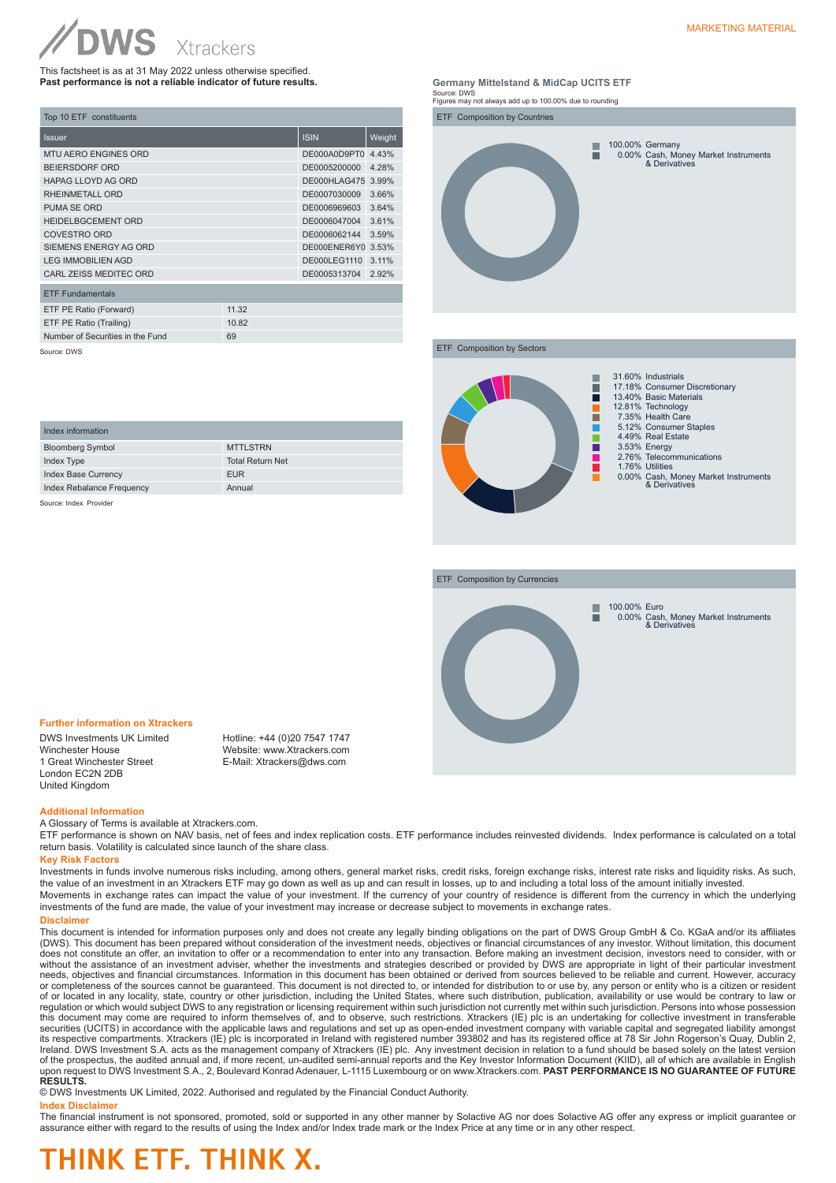MARKETING MATERIAL

DWS Xtrackers

This factsheet is as at 31 May 2022 unless otherwise specified.
**Past performance is not a reliable indicator of future results.**

**Germany Mittelstand & MidCap UCITS ETF**
Source: DWS
Figures may not always add up to 100.00% due to rounding

### Top 10 ETF constituents

| Issuer | ISIN | Weight |
|---|---|---|
| MTU AERO ENGINES ORD | DE000A0D9PT0 | 4.43% |
| BEIERSDORF ORD | DE0005200000 | 4.28% |
| HAPAG LLOYD AG ORD | DE000HLAG475 | 3.99% |
| RHEINMETALL ORD | DE0007030009 | 3.66% |
| PUMA SE ORD | DE0006969603 | 3.64% |
| HEIDELBGCEMENT ORD | DE0006047004 | 3.61% |
| COVESTRO ORD | DE0006062144 | 3.59% |
| SIEMENS ENERGY AG ORD | DE000ENER6Y0 | 3.53% |
| LEG IMMOBILIEN AGD | DE000LEG1110 | 3.11% |
| CARL ZEISS MEDITEC ORD | DE0005313704 | 2.92% |

### ETF Fundamentals

| | |
|---|---|
| ETF PE Ratio (Forward) | 11.32 |
| ETF PE Ratio (Trailing) | 10.82 |
| Number of Securities in the Fund | 69 |

Source: DWS

### ETF Composition by Countries

100.00% Germany
0.00% Cash, Money Market Instruments & Derivatives

### ETF Composition by Sectors

31.60% Industrials
17.18% Consumer Discretionary
13.40% Basic Materials
12.81% Technology
7.35% Health Care
5.12% Consumer Staples
4.49% Real Estate
3.53% Energy
2.76% Telecommunications
1.76% Utilities
0.00% Cash, Money Market Instruments & Derivatives

### Index information

| | |
|---|---|
| Bloomberg Symbol | MTTLSTRN |
| Index Type | Total Return Net |
| Index Base Currency | EUR |
| Index Rebalance Frequency | Annual |

Source: Index Provider

### ETF Composition by Currencies

100.00% Euro
0.00% Cash, Money Market Instruments & Derivatives

### Further information on Xtrackers

DWS Investments UK Limited
Winchester House
1 Great Winchester Street
London EC2N 2DB
United Kingdom

Hotline: +44 (0)20 7547 1747
Website: www.Xtrackers.com
E-Mail: Xtrackers@dws.com

### Additional Information

A Glossary of Terms is available at Xtrackers.com.

ETF performance is shown on NAV basis, net of fees and index replication costs. ETF performance includes reinvested dividends. Index performance is calculated on a total return basis. Volatility is calculated since launch of the share class.

### Key Risk Factors

Investments in funds involve numerous risks including, among others, general market risks, credit risks, foreign exchange risks, interest rate risks and liquidity risks. As such, the value of an investment in an Xtrackers ETF may go down as well as up and can result in losses, up to and including a total loss of the amount initially invested.

Movements in exchange rates can impact the value of your investment. If the currency of your country of residence is different from the currency in which the underlying investments of the fund are made, the value of your investment may increase or decrease subject to movements in exchange rates.

### Disclaimer

This document is intended for information purposes only and does not create any legally binding obligations on the part of DWS Group GmbH & Co. KGaA and/or its affiliates (DWS). This document has been prepared without consideration of the investment needs, objectives or financial circumstances of any investor. Without limitation, this document does not constitute an offer, an invitation to offer or a recommendation to enter into any transaction. Before making an investment decision, investors need to consider, with or without the assistance of an investment adviser, whether the investments and strategies described or provided by DWS are appropriate in light of their particular investment needs, objectives and financial circumstances. Information in this document has been obtained or derived from sources believed to be reliable and current. However, accuracy or completeness of the sources cannot be guaranteed. This document is not directed to, or intended for distribution to or use by, any person or entity who is a citizen or resident of or located in any locality, state, country or other jurisdiction, including the United States, where such distribution, publication, availability or use would be contrary to law or regulation or which would subject DWS to any registration or licensing requirement within such jurisdiction not currently met within such jurisdiction. Persons into whose possession this document may come are required to inform themselves of, and to observe, such restrictions. Xtrackers (IE) plc is an undertaking for collective investment in transferable securities (UCITS) in accordance with the applicable laws and regulations and set up as open-ended investment company with variable capital and segregated liability amongst its respective compartments. Xtrackers (IE) plc is incorporated in Ireland with registered number 393802 and has its registered office at 78 Sir John Rogerson's Quay, Dublin 2, Ireland. DWS Investment S.A. acts as the management company of Xtrackers (IE) plc. Any investment decision in relation to a fund should be based solely on the latest version of the prospectus, the audited annual and, if more recent, un-audited semi-annual reports and the Key Investor Information Document (KIID), all of which are available in English upon request to DWS Investment S.A., 2, Boulevard Konrad Adenauer, L-1115 Luxembourg or on www.Xtrackers.com. **PAST PERFORMANCE IS NO GUARANTEE OF FUTURE RESULTS.**

© DWS Investments UK Limited, 2022. Authorised and regulated by the Financial Conduct Authority.

### Index Disclaimer

The financial instrument is not sponsored, promoted, sold or supported in any other manner by Solactive AG nor does Solactive AG offer any express or implicit guarantee or assurance either with regard to the results of using the Index and/or Index trade mark or the Index Price at any time or in any other respect.

**THINK ETF. THINK X.**